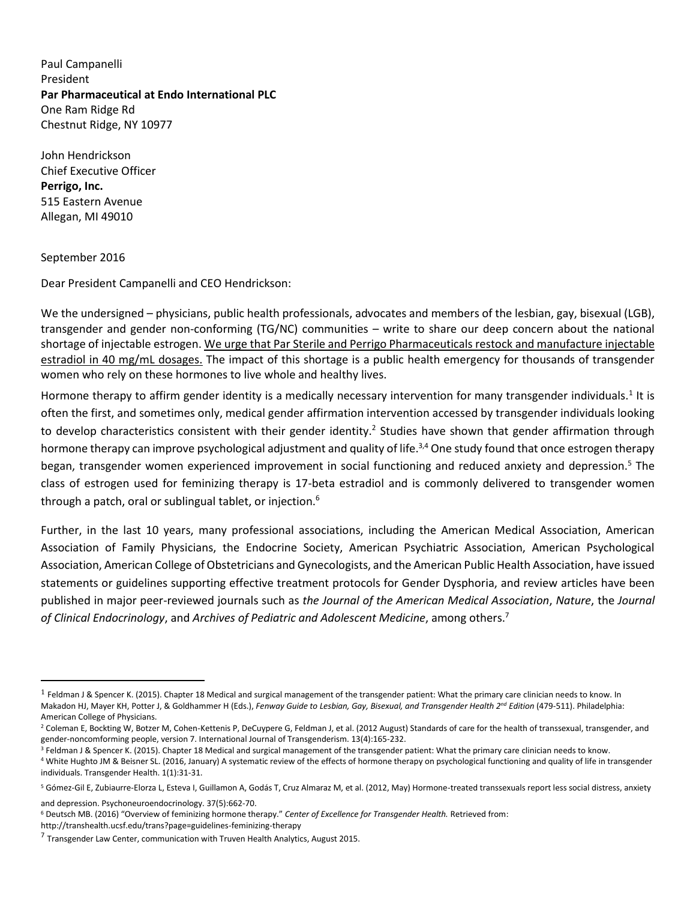Paul Campanelli
President
**Par Pharmaceutical at Endo International PLC**
One Ram Ridge Rd
Chestnut Ridge, NY 10977

John Hendrickson
Chief Executive Officer
**Perrigo, Inc.**
515 Eastern Avenue
Allegan, MI 49010

September 2016

Dear President Campanelli and CEO Hendrickson:

We the undersigned – physicians, public health professionals, advocates and members of the lesbian, gay, bisexual (LGB), transgender and gender non-conforming (TG/NC) communities – write to share our deep concern about the national shortage of injectable estrogen. <u>We urge that Par Sterile and Perrigo Pharmaceuticals restock and manufacture injectable estradiol in 40 mg/mL dosages.</u> The impact of this shortage is a public health emergency for thousands of transgender women who rely on these hormones to live whole and healthy lives.

Hormone therapy to affirm gender identity is a medically necessary intervention for many transgender individuals.[1] It is often the first, and sometimes only, medical gender affirmation intervention accessed by transgender individuals looking to develop characteristics consistent with their gender identity.[2] Studies have shown that gender affirmation through hormone therapy can improve psychological adjustment and quality of life.[3,4] One study found that once estrogen therapy began, transgender women experienced improvement in social functioning and reduced anxiety and depression.[5] The class of estrogen used for feminizing therapy is 17-beta estradiol and is commonly delivered to transgender women through a patch, oral or sublingual tablet, or injection.[6]

Further, in the last 10 years, many professional associations, including the American Medical Association, American Association of Family Physicians, the Endocrine Society, American Psychiatric Association, American Psychological Association, American College of Obstetricians and Gynecologists, and the American Public Health Association, have issued statements or guidelines supporting effective treatment protocols for Gender Dysphoria, and review articles have been published in major peer-reviewed journals such as *the Journal of the American Medical Association*, *Nature*, the *Journal of Clinical Endocrinology*, and *Archives of Pediatric and Adolescent Medicine*, among others.[7]

---

[1] Feldman J & Spencer K. (2015). Chapter 18 Medical and surgical management of the transgender patient: What the primary care clinician needs to know. In Makadon HJ, Mayer KH, Potter J, & Goldhammer H (Eds.), *Fenway Guide to Lesbian, Gay, Bisexual, and Transgender Health 2nd Edition* (479-511). Philadelphia: American College of Physicians.

[2] Coleman E, Bockting W, Botzer M, Cohen-Kettenis P, DeCuypere G, Feldman J, et al. (2012 August) Standards of care for the health of transsexual, transgender, and gender-noncomforming people, version 7. International Journal of Transgenderism. 13(4):165-232.

[3] Feldman J & Spencer K. (2015). Chapter 18 Medical and surgical management of the transgender patient: What the primary care clinician needs to know.

[4] White Hughto JM & Beisner SL. (2016, January) A systematic review of the effects of hormone therapy on psychological functioning and quality of life in transgender individuals. Transgender Health. 1(1):31-31.

[5] Gómez-Gil E, Zubiaurre-Elorza L, Esteva I, Guillamon A, Godás T, Cruz Almaraz M, et al. (2012, May) Hormone-treated transsexuals report less social distress, anxiety and depression. Psychoneuroendocrinology. 37(5):662-70.

[6] Deutsch MB. (2016) "Overview of feminizing hormone therapy." *Center of Excellence for Transgender Health.* Retrieved from: http://transhealth.ucsf.edu/trans?page=guidelines-feminizing-therapy

[7] Transgender Law Center, communication with Truven Health Analytics, August 2015.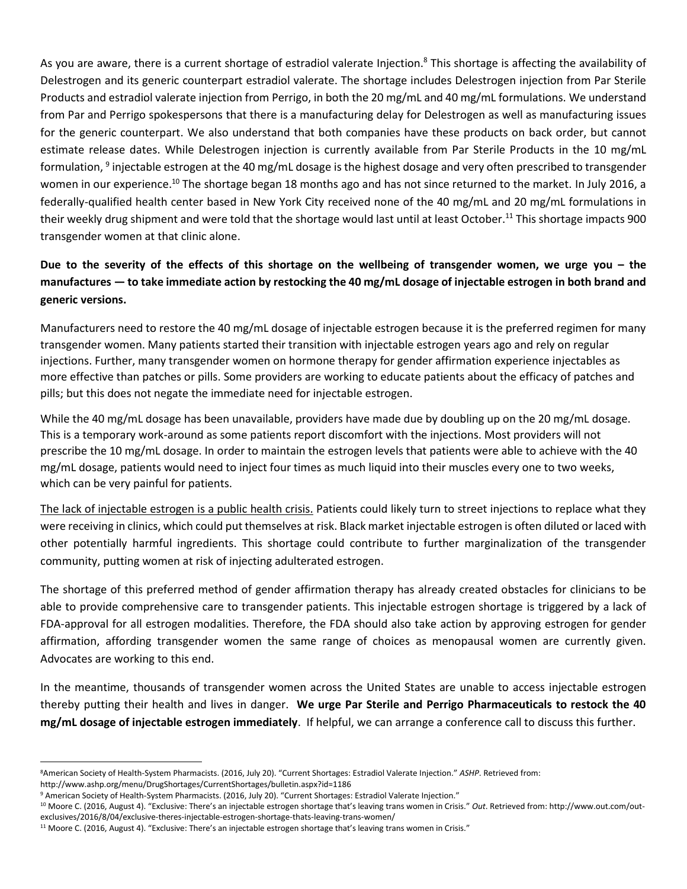As you are aware, there is a current shortage of estradiol valerate Injection.[8] This shortage is affecting the availability of Delestrogen and its generic counterpart estradiol valerate. The shortage includes Delestrogen injection from Par Sterile Products and estradiol valerate injection from Perrigo, in both the 20 mg/mL and 40 mg/mL formulations. We understand from Par and Perrigo spokespersons that there is a manufacturing delay for Delestrogen as well as manufacturing issues for the generic counterpart. We also understand that both companies have these products on back order, but cannot estimate release dates. While Delestrogen injection is currently available from Par Sterile Products in the 10 mg/mL formulation, [9] injectable estrogen at the 40 mg/mL dosage is the highest dosage and very often prescribed to transgender women in our experience.[10] The shortage began 18 months ago and has not since returned to the market. In July 2016, a federally-qualified health center based in New York City received none of the 40 mg/mL and 20 mg/mL formulations in their weekly drug shipment and were told that the shortage would last until at least October.[11] This shortage impacts 900 transgender women at that clinic alone.

**Due to the severity of the effects of this shortage on the wellbeing of transgender women, we urge you – the manufactures — to take immediate action by restocking the 40 mg/mL dosage of injectable estrogen in both brand and generic versions.**

Manufacturers need to restore the 40 mg/mL dosage of injectable estrogen because it is the preferred regimen for many transgender women. Many patients started their transition with injectable estrogen years ago and rely on regular injections. Further, many transgender women on hormone therapy for gender affirmation experience injectables as more effective than patches or pills. Some providers are working to educate patients about the efficacy of patches and pills; but this does not negate the immediate need for injectable estrogen.

While the 40 mg/mL dosage has been unavailable, providers have made due by doubling up on the 20 mg/mL dosage. This is a temporary work-around as some patients report discomfort with the injections. Most providers will not prescribe the 10 mg/mL dosage. In order to maintain the estrogen levels that patients were able to achieve with the 40 mg/mL dosage, patients would need to inject four times as much liquid into their muscles every one to two weeks, which can be very painful for patients.

<u>The lack of injectable estrogen is a public health crisis.</u> Patients could likely turn to street injections to replace what they were receiving in clinics, which could put themselves at risk. Black market injectable estrogen is often diluted or laced with other potentially harmful ingredients. This shortage could contribute to further marginalization of the transgender community, putting women at risk of injecting adulterated estrogen.

The shortage of this preferred method of gender affirmation therapy has already created obstacles for clinicians to be able to provide comprehensive care to transgender patients. This injectable estrogen shortage is triggered by a lack of FDA-approval for all estrogen modalities. Therefore, the FDA should also take action by approving estrogen for gender affirmation, affording transgender women the same range of choices as menopausal women are currently given. Advocates are working to this end.

In the meantime, thousands of transgender women across the United States are unable to access injectable estrogen thereby putting their health and lives in danger. **We urge Par Sterile and Perrigo Pharmaceuticals to restock the 40 mg/mL dosage of injectable estrogen immediately**. If helpful, we can arrange a conference call to discuss this further.

---

[8] American Society of Health-System Pharmacists. (2016, July 20). "Current Shortages: Estradiol Valerate Injection." *ASHP*. Retrieved from: http://www.ashp.org/menu/DrugShortages/CurrentShortages/bulletin.aspx?id=1186

[9] American Society of Health-System Pharmacists. (2016, July 20). "Current Shortages: Estradiol Valerate Injection."

[10] Moore C. (2016, August 4). "Exclusive: There's an injectable estrogen shortage that's leaving trans women in Crisis." *Out*. Retrieved from: http://www.out.com/out-exclusives/2016/8/04/exclusive-theres-injectable-estrogen-shortage-thats-leaving-trans-women/

[11] Moore C. (2016, August 4). "Exclusive: There's an injectable estrogen shortage that's leaving trans women in Crisis."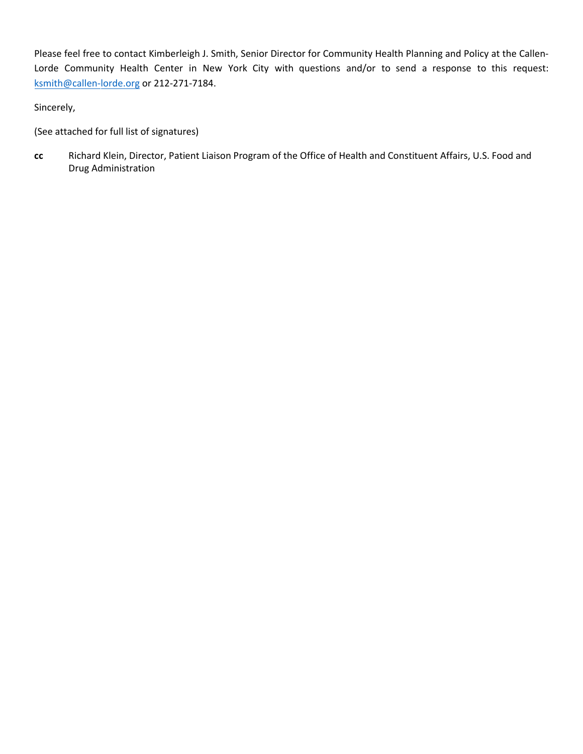Please feel free to contact Kimberleigh J. Smith, Senior Director for Community Health Planning and Policy at the Callen-Lorde Community Health Center in New York City with questions and/or to send a response to this request: ksmith@callen-lorde.org or 212-271-7184.

Sincerely,

(See attached for full list of signatures)

**cc** Richard Klein, Director, Patient Liaison Program of the Office of Health and Constituent Affairs, U.S. Food and Drug Administration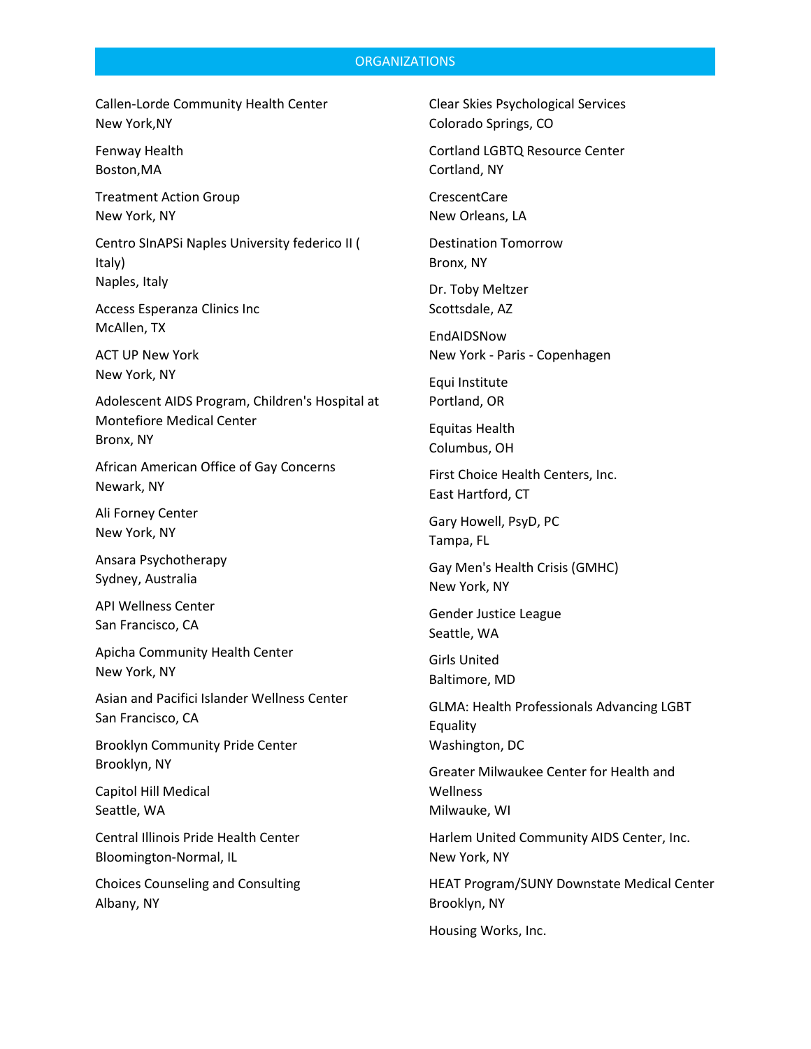## ORGANIZATIONS

Callen-Lorde Community Health Center
New York,NY

Fenway Health
Boston,MA

Treatment Action Group
New York, NY

Centro SInAPSi Naples University federico II ( Italy)
Naples, Italy

Access Esperanza Clinics Inc
McAllen, TX

ACT UP New York
New York, NY

Adolescent AIDS Program, Children's Hospital at Montefiore Medical Center
Bronx, NY

African American Office of Gay Concerns
Newark, NY

Ali Forney Center
New York, NY

Ansara Psychotherapy
Sydney, Australia

API Wellness Center
San Francisco, CA

Apicha Community Health Center
New York, NY

Asian and Pacifici Islander Wellness Center
San Francisco, CA

Brooklyn Community Pride Center
Brooklyn, NY

Capitol Hill Medical
Seattle, WA

Central Illinois Pride Health Center
Bloomington-Normal, IL

Choices Counseling and Consulting
Albany, NY

Clear Skies Psychological Services
Colorado Springs, CO

Cortland LGBTQ Resource Center
Cortland, NY

CrescentCare
New Orleans, LA

Destination Tomorrow
Bronx, NY

Dr. Toby Meltzer
Scottsdale, AZ

EndAIDSNow
New York - Paris - Copenhagen

Equi Institute
Portland, OR

Equitas Health
Columbus, OH

First Choice Health Centers, Inc.
East Hartford, CT

Gary Howell, PsyD, PC
Tampa, FL

Gay Men's Health Crisis (GMHC)
New York, NY

Gender Justice League
Seattle, WA

Girls United
Baltimore, MD

GLMA: Health Professionals Advancing LGBT Equality
Washington, DC

Greater Milwaukee Center for Health and Wellness
Milwauke, WI

Harlem United Community AIDS Center, Inc.
New York, NY

HEAT Program/SUNY Downstate Medical Center
Brooklyn, NY

Housing Works, Inc.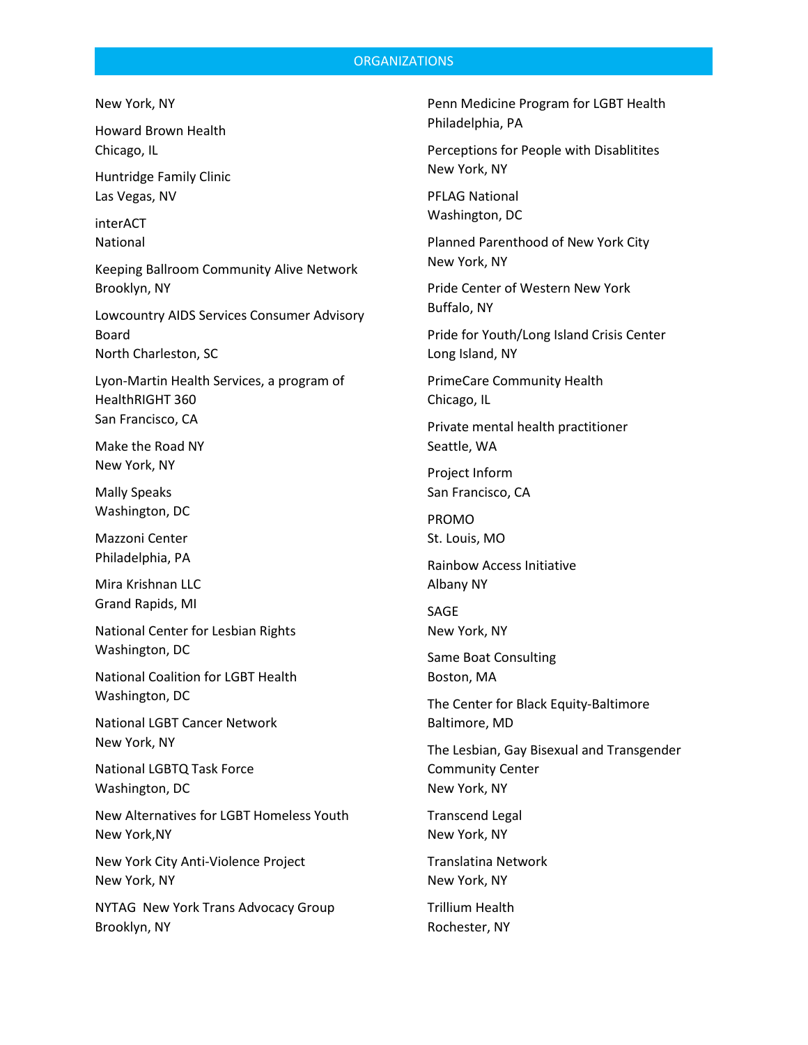## ORGANIZATIONS

New York, NY

Howard Brown Health
Chicago, IL

Huntridge Family Clinic
Las Vegas, NV

interACT
National

Keeping Ballroom Community Alive Network
Brooklyn, NY

Lowcountry AIDS Services Consumer Advisory Board
North Charleston, SC

Lyon-Martin Health Services, a program of HealthRIGHT 360
San Francisco, CA

Make the Road NY
New York, NY

Mally Speaks
Washington, DC

Mazzoni Center
Philadelphia, PA

Mira Krishnan LLC
Grand Rapids, MI

National Center for Lesbian Rights
Washington, DC

National Coalition for LGBT Health
Washington, DC

National LGBT Cancer Network
New York, NY

National LGBTQ Task Force
Washington, DC

New Alternatives for LGBT Homeless Youth
New York,NY

New York City Anti-Violence Project
New York, NY

NYTAG New York Trans Advocacy Group
Brooklyn, NY

Penn Medicine Program for LGBT Health
Philadelphia, PA

Perceptions for People with Disablitites
New York, NY

PFLAG National
Washington, DC

Planned Parenthood of New York City
New York, NY

Pride Center of Western New York
Buffalo, NY

Pride for Youth/Long Island Crisis Center
Long Island, NY

PrimeCare Community Health
Chicago, IL

Private mental health practitioner
Seattle, WA

Project Inform
San Francisco, CA

PROMO
St. Louis, MO

Rainbow Access Initiative
Albany NY

SAGE
New York, NY

Same Boat Consulting
Boston, MA

The Center for Black Equity-Baltimore
Baltimore, MD

The Lesbian, Gay Bisexual and Transgender Community Center
New York, NY

Transcend Legal
New York, NY

Translatina Network
New York, NY

Trillium Health
Rochester, NY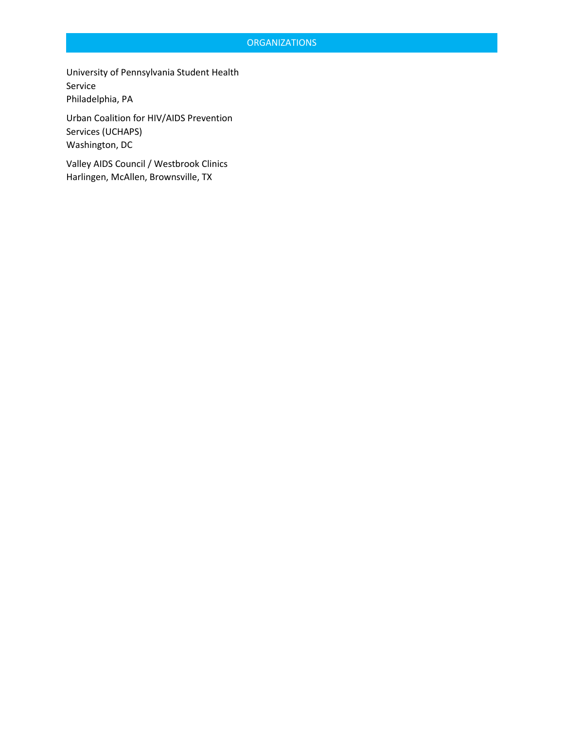## ORGANIZATIONS

University of Pennsylvania Student Health Service
Philadelphia, PA

Urban Coalition for HIV/AIDS Prevention Services (UCHAPS)
Washington, DC

Valley AIDS Council / Westbrook Clinics
Harlingen, McAllen, Brownsville, TX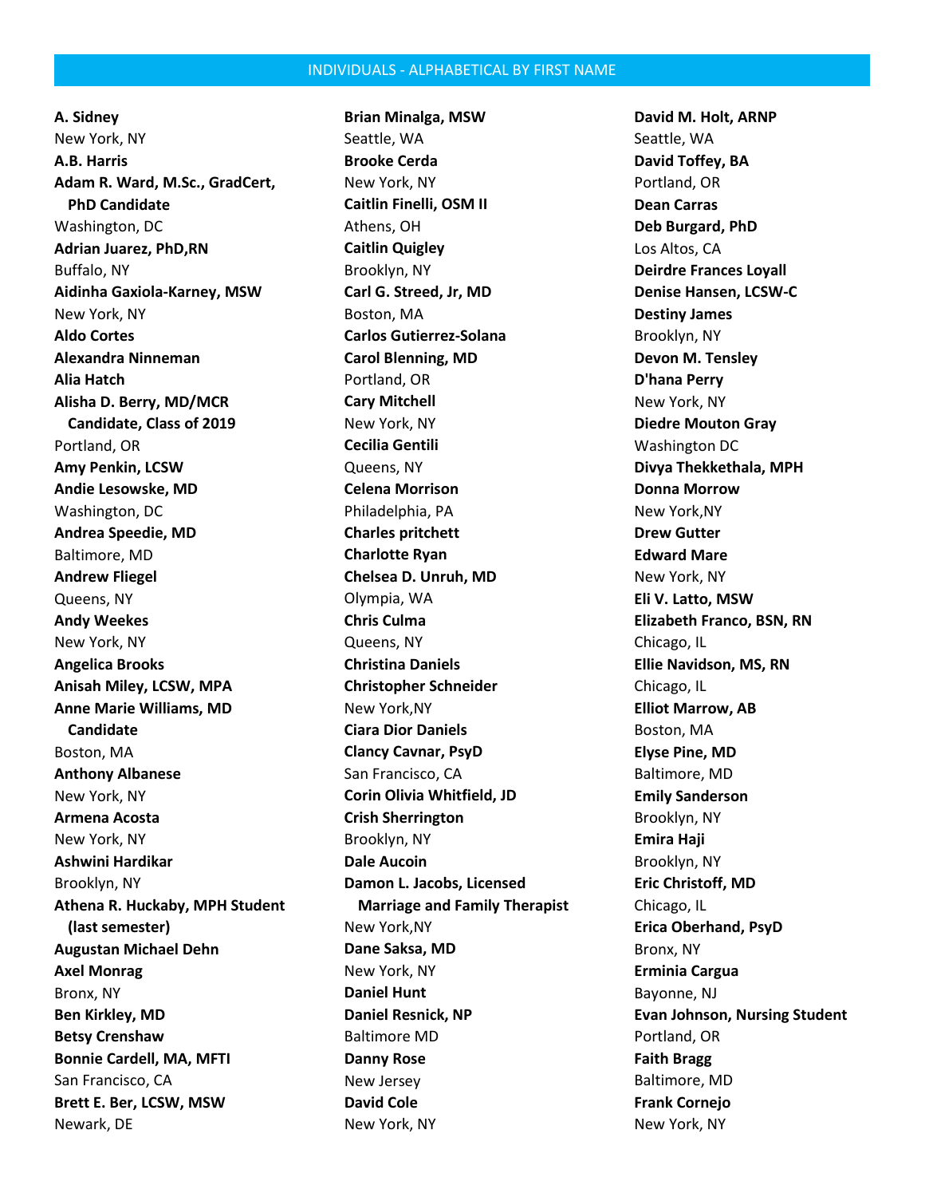## INDIVIDUALS - ALPHABETICAL BY FIRST NAME

**A. Sidney**
New York, NY
**A.B. Harris**
**Adam R. Ward, M.Sc., GradCert, PhD Candidate**
Washington, DC
**Adrian Juarez, PhD,RN**
Buffalo, NY
**Aidinha Gaxiola-Karney, MSW**
New York, NY
**Aldo Cortes**
**Alexandra Ninneman**
**Alia Hatch**
**Alisha D. Berry, MD/MCR Candidate, Class of 2019**
Portland, OR
**Amy Penkin, LCSW**
**Andie Lesowske, MD**
Washington, DC
**Andrea Speedie, MD**
Baltimore, MD
**Andrew Fliegel**
Queens, NY
**Andy Weekes**
New York, NY
**Angelica Brooks**
**Anisah Miley, LCSW, MPA**
**Anne Marie Williams, MD Candidate**
Boston, MA
**Anthony Albanese**
New York, NY
**Armena Acosta**
New York, NY
**Ashwini Hardikar**
Brooklyn, NY
**Athena R. Huckaby, MPH Student (last semester)**
**Augustan Michael Dehn**
**Axel Monrag**
Bronx, NY
**Ben Kirkley, MD**
**Betsy Crenshaw**
**Bonnie Cardell, MA, MFTI**
San Francisco, CA
**Brett E. Ber, LCSW, MSW**
Newark, DE

**Brian Minalga, MSW**
Seattle, WA
**Brooke Cerda**
New York, NY
**Caitlin Finelli, OSM II**
Athens, OH
**Caitlin Quigley**
Brooklyn, NY
**Carl G. Streed, Jr, MD**
Boston, MA
**Carlos Gutierrez-Solana**
**Carol Blenning, MD**
Portland, OR
**Cary Mitchell**
New York, NY
**Cecilia Gentili**
Queens, NY
**Celena Morrison**
Philadelphia, PA
**Charles pritchett**
**Charlotte Ryan**
**Chelsea D. Unruh, MD**
Olympia, WA
**Chris Culma**
Queens, NY
**Christina Daniels**
**Christopher Schneider**
New York,NY
**Ciara Dior Daniels**
**Clancy Cavnar, PsyD**
San Francisco, CA
**Corin Olivia Whitfield, JD**
**Crish Sherrington**
Brooklyn, NY
**Dale Aucoin**
**Damon L. Jacobs, Licensed Marriage and Family Therapist**
New York,NY
**Dane Saksa, MD**
New York, NY
**Daniel Hunt**
**Daniel Resnick, NP**
Baltimore MD
**Danny Rose**
New Jersey
**David Cole**
New York, NY

**David M. Holt, ARNP**
Seattle, WA
**David Toffey, BA**
Portland, OR
**Dean Carras**
**Deb Burgard, PhD**
Los Altos, CA
**Deirdre Frances Loyall**
**Denise Hansen, LCSW-C**
**Destiny James**
Brooklyn, NY
**Devon M. Tensley**
**D'hana Perry**
New York, NY
**Diedre Mouton Gray**
Washington DC
**Divya Thekkethala, MPH**
**Donna Morrow**
New York,NY
**Drew Gutter**
**Edward Mare**
New York, NY
**Eli V. Latto, MSW**
**Elizabeth Franco, BSN, RN**
Chicago, IL
**Ellie Navidson, MS, RN**
Chicago, IL
**Elliot Marrow, AB**
Boston, MA
**Elyse Pine, MD**
Baltimore, MD
**Emily Sanderson**
Brooklyn, NY
**Emira Haji**
Brooklyn, NY
**Eric Christoff, MD**
Chicago, IL
**Erica Oberhand, PsyD**
Bronx, NY
**Erminia Cargua**
Bayonne, NJ
**Evan Johnson, Nursing Student**
Portland, OR
**Faith Bragg**
Baltimore, MD
**Frank Cornejo**
New York, NY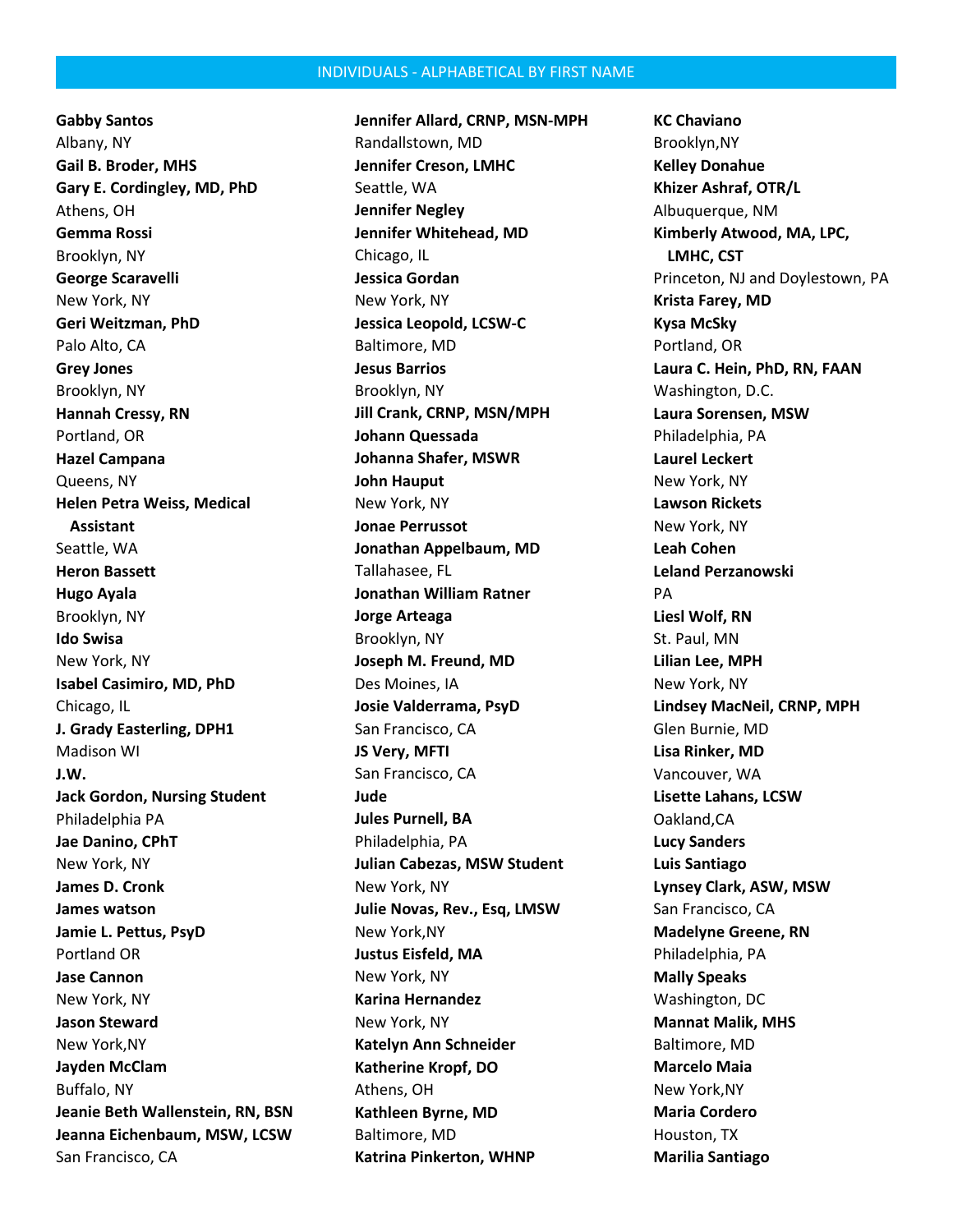## INDIVIDUALS - ALPHABETICAL BY FIRST NAME

**Gabby Santos**
Albany, NY
**Gail B. Broder, MHS**
**Gary E. Cordingley, MD, PhD**
Athens, OH
**Gemma Rossi**
Brooklyn, NY
**George Scaravelli**
New York, NY
**Geri Weitzman, PhD**
Palo Alto, CA
**Grey Jones**
Brooklyn, NY
**Hannah Cressy, RN**
Portland, OR
**Hazel Campana**
Queens, NY
**Helen Petra Weiss, Medical Assistant**
Seattle, WA
**Heron Bassett**
**Hugo Ayala**
Brooklyn, NY
**Ido Swisa**
New York, NY
**Isabel Casimiro, MD, PhD**
Chicago, IL
**J. Grady Easterling, DPH1**
Madison WI
**J.W.**
**Jack Gordon, Nursing Student**
Philadelphia PA
**Jae Danino, CPhT**
New York, NY
**James D. Cronk**
**James watson**
**Jamie L. Pettus, PsyD**
Portland OR
**Jase Cannon**
New York, NY
**Jason Steward**
New York,NY
**Jayden McClam**
Buffalo, NY
**Jeanie Beth Wallenstein, RN, BSN**
**Jeanna Eichenbaum, MSW, LCSW**
San Francisco, CA

**Jennifer Allard, CRNP, MSN-MPH**
Randallstown, MD
**Jennifer Creson, LMHC**
Seattle, WA
**Jennifer Negley**
**Jennifer Whitehead, MD**
Chicago, IL
**Jessica Gordan**
New York, NY
**Jessica Leopold, LCSW-C**
Baltimore, MD
**Jesus Barrios**
Brooklyn, NY
**Jill Crank, CRNP, MSN/MPH**
**Johann Quessada**
**Johanna Shafer, MSWR**
**John Hauput**
New York, NY
**Jonae Perrussot**
**Jonathan Appelbaum, MD**
Tallahasee, FL
**Jonathan William Ratner**
**Jorge Arteaga**
Brooklyn, NY
**Joseph M. Freund, MD**
Des Moines, IA
**Josie Valderrama, PsyD**
San Francisco, CA
**JS Very, MFTI**
San Francisco, CA
**Jude**
**Jules Purnell, BA**
Philadelphia, PA
**Julian Cabezas, MSW Student**
New York, NY
**Julie Novas, Rev., Esq, LMSW**
New York,NY
**Justus Eisfeld, MA**
New York, NY
**Karina Hernandez**
New York, NY
**Katelyn Ann Schneider**
**Katherine Kropf, DO**
Athens, OH
**Kathleen Byrne, MD**
Baltimore, MD
**Katrina Pinkerton, WHNP**

**KC Chaviano**
Brooklyn,NY
**Kelley Donahue**
**Khizer Ashraf, OTR/L**
Albuquerque, NM
**Kimberly Atwood, MA, LPC, LMHC, CST**
Princeton, NJ and Doylestown, PA
**Krista Farey, MD**
**Kysa McSky**
Portland, OR
**Laura C. Hein, PhD, RN, FAAN**
Washington, D.C.
**Laura Sorensen, MSW**
Philadelphia, PA
**Laurel Leckert**
New York, NY
**Lawson Rickets**
New York, NY
**Leah Cohen**
**Leland Perzanowski**
PA
**Liesl Wolf, RN**
St. Paul, MN
**Lilian Lee, MPH**
New York, NY
**Lindsey MacNeil, CRNP, MPH**
Glen Burnie, MD
**Lisa Rinker, MD**
Vancouver, WA
**Lisette Lahans, LCSW**
Oakland,CA
**Lucy Sanders**
**Luis Santiago**
**Lynsey Clark, ASW, MSW**
San Francisco, CA
**Madelyne Greene, RN**
Philadelphia, PA
**Mally Speaks**
Washington, DC
**Mannat Malik, MHS**
Baltimore, MD
**Marcelo Maia**
New York,NY
**Maria Cordero**
Houston, TX
**Marilia Santiago**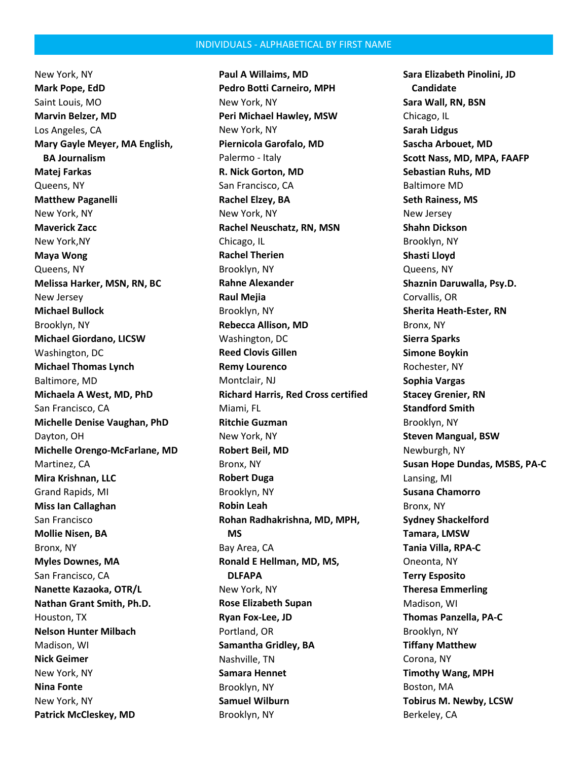## INDIVIDUALS - ALPHABETICAL BY FIRST NAME

New York, NY
**Mark Pope, EdD**
Saint Louis, MO
**Marvin Belzer, MD**
Los Angeles, CA
**Mary Gayle Meyer, MA English, BA Journalism**
**Matej Farkas**
Queens, NY
**Matthew Paganelli**
New York, NY
**Maverick Zacc**
New York,NY
**Maya Wong**
Queens, NY
**Melissa Harker, MSN, RN, BC**
New Jersey
**Michael Bullock**
Brooklyn, NY
**Michael Giordano, LICSW**
Washington, DC
**Michael Thomas Lynch**
Baltimore, MD
**Michaela A West, MD, PhD**
San Francisco, CA
**Michelle Denise Vaughan, PhD**
Dayton, OH
**Michelle Orengo-McFarlane, MD**
Martinez, CA
**Mira Krishnan, LLC**
Grand Rapids, MI
**Miss Ian Callaghan**
San Francisco
**Mollie Nisen, BA**
Bronx, NY
**Myles Downes, MA**
San Francisco, CA
**Nanette Kazaoka, OTR/L**
**Nathan Grant Smith, Ph.D.**
Houston, TX
**Nelson Hunter Milbach**
Madison, WI
**Nick Geimer**
New York, NY
**Nina Fonte**
New York, NY
**Patrick McCleskey, MD**
**Paul A Willaims, MD**
**Pedro Botti Carneiro, MPH**
New York, NY
**Peri Michael Hawley, MSW**
New York, NY
**Piernicola Garofalo, MD**
Palermo - Italy
**R. Nick Gorton, MD**
San Francisco, CA
**Rachel Elzey, BA**
New York, NY
**Rachel Neuschatz, RN, MSN**
Chicago, IL
**Rachel Therien**
Brooklyn, NY
**Rahne Alexander**
**Raul Mejia**
Brooklyn, NY
**Rebecca Allison, MD**
Washington, DC
**Reed Clovis Gillen**
**Remy Lourenco**
Montclair, NJ
**Richard Harris, Red Cross certified**
Miami, FL
**Ritchie Guzman**
New York, NY
**Robert Beil, MD**
Bronx, NY
**Robert Duga**
Brooklyn, NY
**Robin Leah**
**Rohan Radhakrishna, MD, MPH, MS**
Bay Area, CA
**Ronald E Hellman, MD, MS, DLFAPA**
New York, NY
**Rose Elizabeth Supan**
**Ryan Fox-Lee, JD**
Portland, OR
**Samantha Gridley, BA**
Nashville, TN
**Samara Hennet**
Brooklyn, NY
**Samuel Wilburn**
Brooklyn, NY
**Sara Elizabeth Pinolini, JD Candidate**
**Sara Wall, RN, BSN**
Chicago, IL
**Sarah Lidgus**
**Sascha Arbouet, MD**
**Scott Nass, MD, MPA, FAAFP**
**Sebastian Ruhs, MD**
Baltimore MD
**Seth Rainess, MS**
New Jersey
**Shahn Dickson**
Brooklyn, NY
**Shasti Lloyd**
Queens, NY
**Shaznin Daruwalla, Psy.D.**
Corvallis, OR
**Sherita Heath-Ester, RN**
Bronx, NY
**Sierra Sparks**
**Simone Boykin**
Rochester, NY
**Sophia Vargas**
**Stacey Grenier, RN**
**Standford Smith**
Brooklyn, NY
**Steven Mangual, BSW**
Newburgh, NY
**Susan Hope Dundas, MSBS, PA-C**
Lansing, MI
**Susana Chamorro**
Bronx, NY
**Sydney Shackelford**
**Tamara, LMSW**
**Tania Villa, RPA-C**
Oneonta, NY
**Terry Esposito**
**Theresa Emmerling**
Madison, WI
**Thomas Panzella, PA-C**
Brooklyn, NY
**Tiffany Matthew**
Corona, NY
**Timothy Wang, MPH**
Boston, MA
**Tobirus M. Newby, LCSW**
Berkeley, CA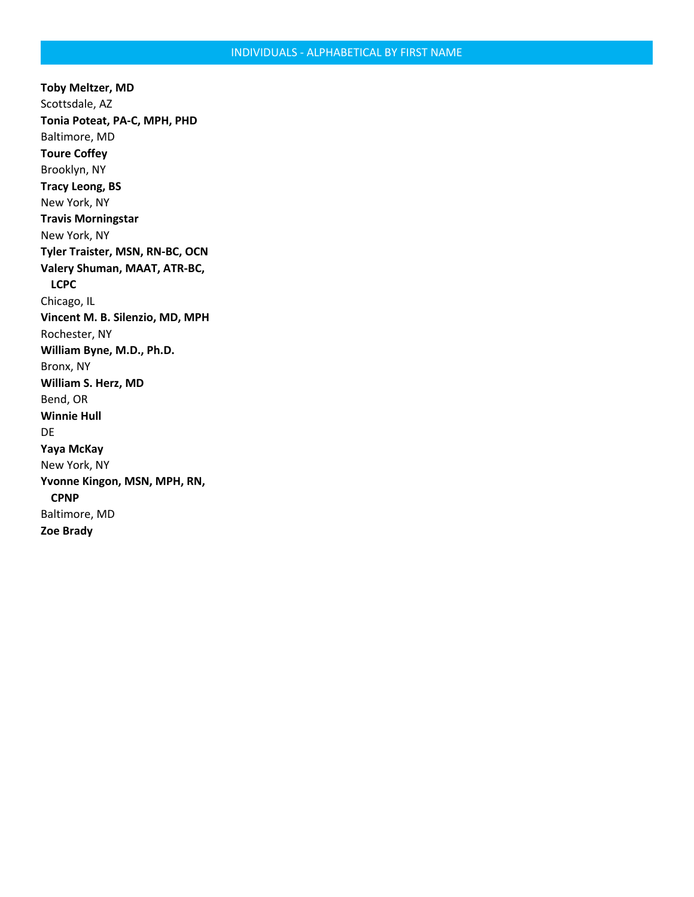## INDIVIDUALS - ALPHABETICAL BY FIRST NAME

**Toby Meltzer, MD**
Scottsdale, AZ

**Tonia Poteat, PA-C, MPH, PHD**
Baltimore, MD

**Toure Coffey**
Brooklyn, NY

**Tracy Leong, BS**
New York, NY

**Travis Morningstar**
New York, NY

**Tyler Traister, MSN, RN-BC, OCN**

**Valery Shuman, MAAT, ATR-BC, LCPC**
Chicago, IL

**Vincent M. B. Silenzio, MD, MPH**
Rochester, NY

**William Byne, M.D., Ph.D.**
Bronx, NY

**William S. Herz, MD**
Bend, OR

**Winnie Hull**
DE

**Yaya McKay**
New York, NY

**Yvonne Kingon, MSN, MPH, RN, CPNP**
Baltimore, MD

**Zoe Brady**